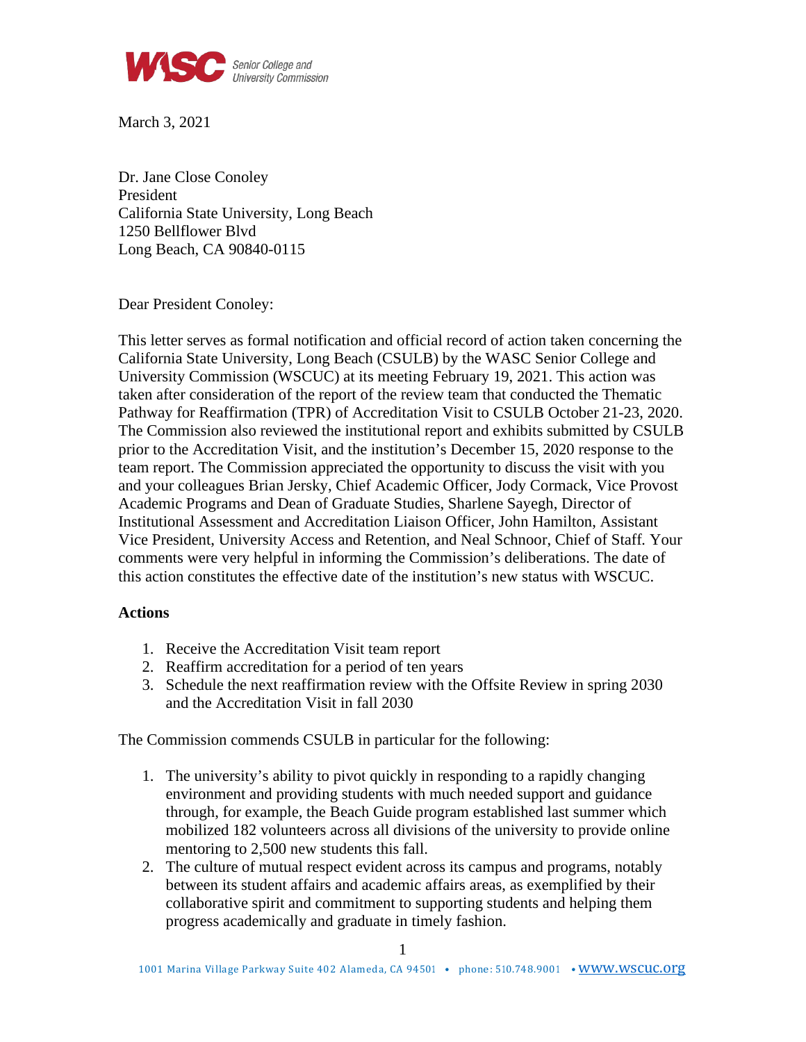WASC Senior College and University Commission

March 3, 2021

Dr. Jane Close Conoley
President
California State University, Long Beach
1250 Bellflower Blvd
Long Beach, CA 90840-0115

Dear President Conoley:

This letter serves as formal notification and official record of action taken concerning the California State University, Long Beach (CSULB) by the WASC Senior College and University Commission (WSCUC) at its meeting February 19, 2021. This action was taken after consideration of the report of the review team that conducted the Thematic Pathway for Reaffirmation (TPR) of Accreditation Visit to CSULB October 21-23, 2020. The Commission also reviewed the institutional report and exhibits submitted by CSULB prior to the Accreditation Visit, and the institution's December 15, 2020 response to the team report. The Commission appreciated the opportunity to discuss the visit with you and your colleagues Brian Jersky, Chief Academic Officer, Jody Cormack, Vice Provost Academic Programs and Dean of Graduate Studies, Sharlene Sayegh, Director of Institutional Assessment and Accreditation Liaison Officer, John Hamilton, Assistant Vice President, University Access and Retention, and Neal Schnoor, Chief of Staff. Your comments were very helpful in informing the Commission's deliberations. The date of this action constitutes the effective date of the institution's new status with WSCUC.

**Actions**

1. Receive the Accreditation Visit team report
2. Reaffirm accreditation for a period of ten years
3. Schedule the next reaffirmation review with the Offsite Review in spring 2030 and the Accreditation Visit in fall 2030

The Commission commends CSULB in particular for the following:

1. The university's ability to pivot quickly in responding to a rapidly changing environment and providing students with much needed support and guidance through, for example, the Beach Guide program established last summer which mobilized 182 volunteers across all divisions of the university to provide online mentoring to 2,500 new students this fall.
2. The culture of mutual respect evident across its campus and programs, notably between its student affairs and academic affairs areas, as exemplified by their collaborative spirit and commitment to supporting students and helping them progress academically and graduate in timely fashion.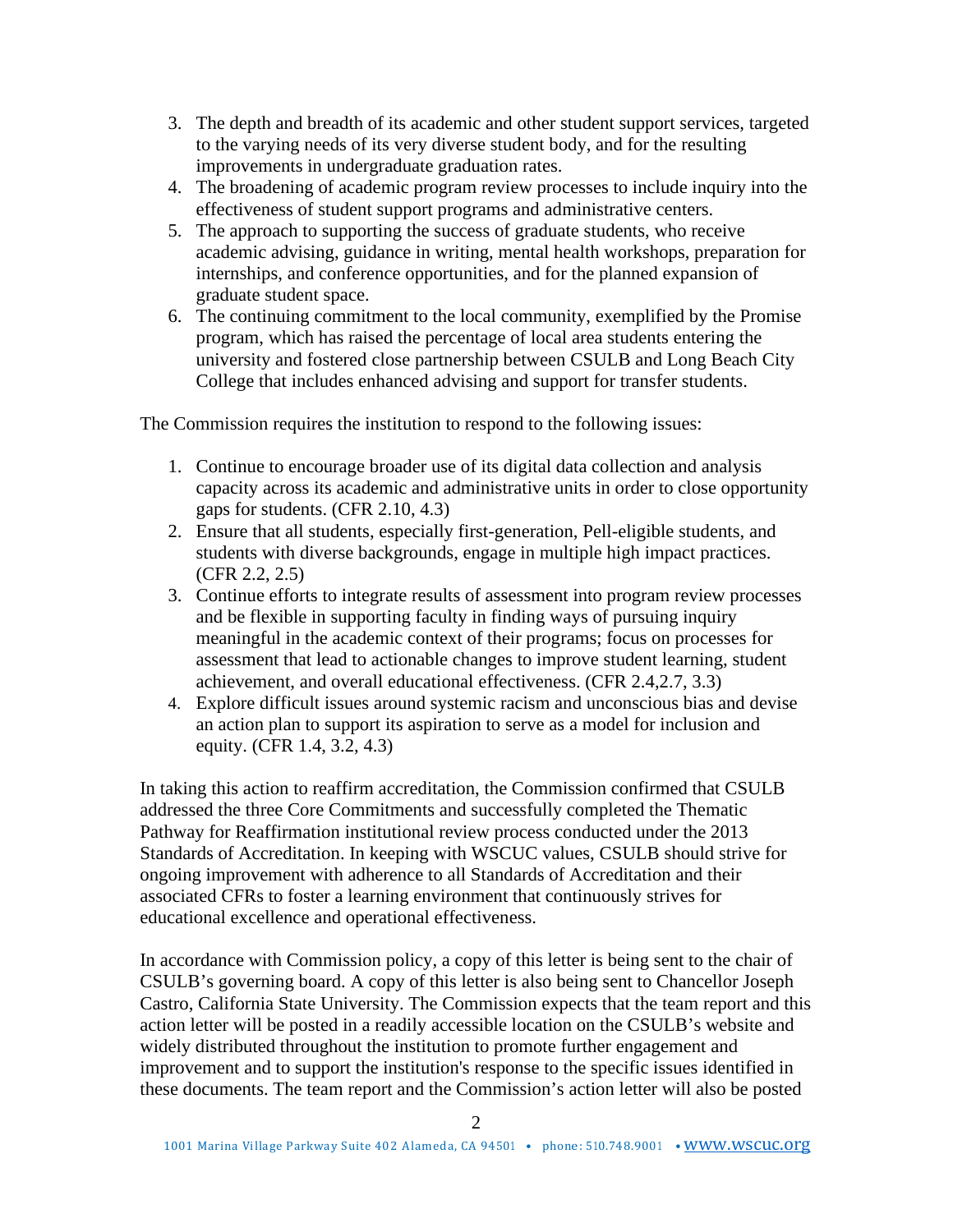3. The depth and breadth of its academic and other student support services, targeted to the varying needs of its very diverse student body, and for the resulting improvements in undergraduate graduation rates.
4. The broadening of academic program review processes to include inquiry into the effectiveness of student support programs and administrative centers.
5. The approach to supporting the success of graduate students, who receive academic advising, guidance in writing, mental health workshops, preparation for internships, and conference opportunities, and for the planned expansion of graduate student space.
6. The continuing commitment to the local community, exemplified by the Promise program, which has raised the percentage of local area students entering the university and fostered close partnership between CSULB and Long Beach City College that includes enhanced advising and support for transfer students.

The Commission requires the institution to respond to the following issues:

1. Continue to encourage broader use of its digital data collection and analysis capacity across its academic and administrative units in order to close opportunity gaps for students. (CFR 2.10, 4.3)
2. Ensure that all students, especially first-generation, Pell-eligible students, and students with diverse backgrounds, engage in multiple high impact practices. (CFR 2.2, 2.5)
3. Continue efforts to integrate results of assessment into program review processes and be flexible in supporting faculty in finding ways of pursuing inquiry meaningful in the academic context of their programs; focus on processes for assessment that lead to actionable changes to improve student learning, student achievement, and overall educational effectiveness. (CFR 2.4,2.7, 3.3)
4. Explore difficult issues around systemic racism and unconscious bias and devise an action plan to support its aspiration to serve as a model for inclusion and equity. (CFR 1.4, 3.2, 4.3)

In taking this action to reaffirm accreditation, the Commission confirmed that CSULB addressed the three Core Commitments and successfully completed the Thematic Pathway for Reaffirmation institutional review process conducted under the 2013 Standards of Accreditation. In keeping with WSCUC values, CSULB should strive for ongoing improvement with adherence to all Standards of Accreditation and their associated CFRs to foster a learning environment that continuously strives for educational excellence and operational effectiveness.

In accordance with Commission policy, a copy of this letter is being sent to the chair of CSULB's governing board. A copy of this letter is also being sent to Chancellor Joseph Castro, California State University. The Commission expects that the team report and this action letter will be posted in a readily accessible location on the CSULB's website and widely distributed throughout the institution to promote further engagement and improvement and to support the institution's response to the specific issues identified in these documents. The team report and the Commission's action letter will also be posted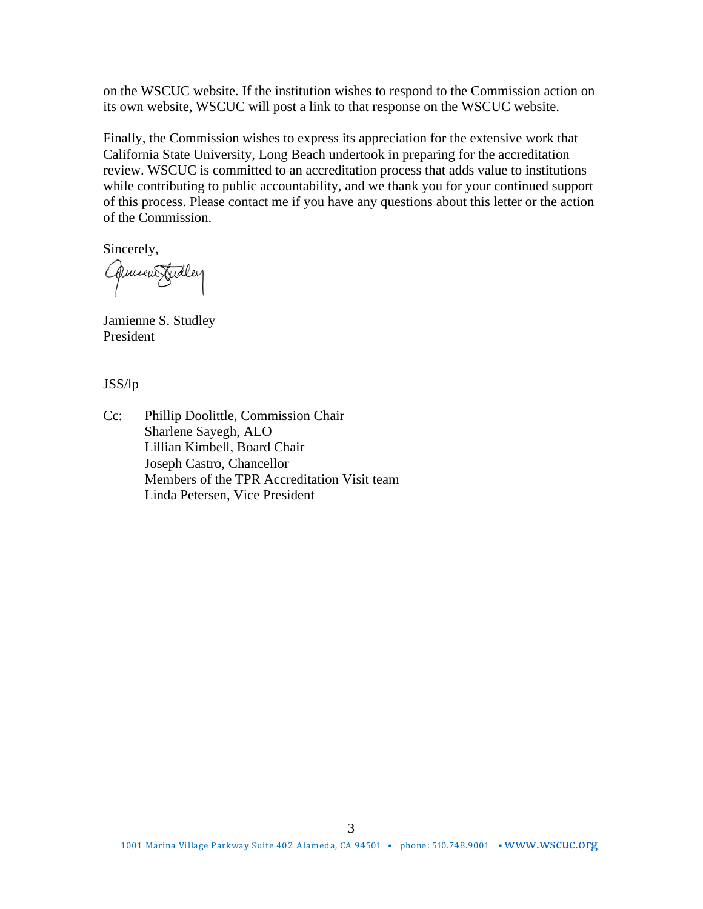on the WSCUC website. If the institution wishes to respond to the Commission action on its own website, WSCUC will post a link to that response on the WSCUC website.

Finally, the Commission wishes to express its appreciation for the extensive work that California State University, Long Beach undertook in preparing for the accreditation review. WSCUC is committed to an accreditation process that adds value to institutions while contributing to public accountability, and we thank you for your continued support of this process. Please contact me if you have any questions about this letter or the action of the Commission.

Sincerely,

Jamienne S. Studley
President

JSS/lp

Cc: Phillip Doolittle, Commission Chair
Sharlene Sayegh, ALO
Lillian Kimbell, Board Chair
Joseph Castro, Chancellor
Members of the TPR Accreditation Visit team
Linda Petersen, Vice President